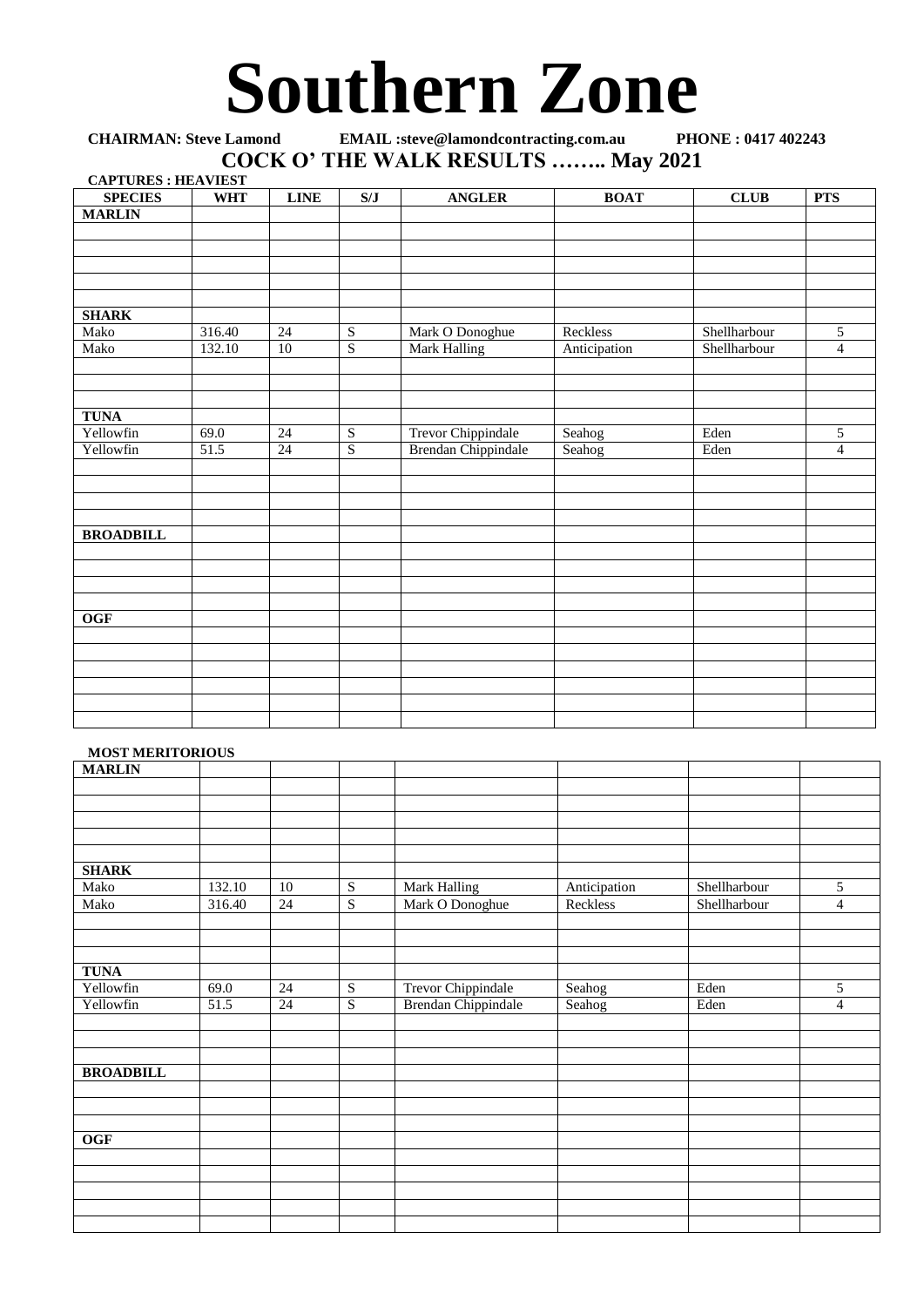# Southern Zone

**CHAIRMAN: Steve Lamond EMAIL :steve@lamondcontracting.com.au PHONE : 0417 402243**

## COCK O' THE WALK RESULTS …….. May 2021

**CAPTURES : HEAVIEST**

| SPECIES | WHT | LINE | S/J | ANGLER | BOAT | CLUB | PTS |
|---|---|---|---|---|---|---|---|
| **MARLIN** | | | | | | | |
| | | | | | | | |
| | | | | | | | |
| | | | | | | | |
| | | | | | | | |
| | | | | | | | |
| **SHARK** | | | | | | | |
| Mako | 316.40 | 24 | S | Mark O Donoghue | Reckless | Shellharbour | 5 |
| Mako | 132.10 | 10 | S | Mark Halling | Anticipation | Shellharbour | 4 |
| | | | | | | | |
| | | | | | | | |
| | | | | | | | |
| **TUNA** | | | | | | | |
| Yellowfin | 69.0 | 24 | S | Trevor Chippindale | Seahog | Eden | 5 |
| Yellowfin | 51.5 | 24 | S | Brendan Chippindale | Seahog | Eden | 4 |
| | | | | | | | |
| | | | | | | | |
| | | | | | | | |
| | | | | | | | |
| **BROADBILL** | | | | | | | |
| | | | | | | | |
| | | | | | | | |
| | | | | | | | |
| | | | | | | | |
| **OGF** | | | | | | | |
| | | | | | | | |
| | | | | | | | |
| | | | | | | | |
| | | | | | | | |
| | | | | | | | |
| | | | | | | | |

**MOST MERITORIOUS**

| | | | | | | | |
|---|---|---|---|---|---|---|---|
| **MARLIN** | | | | | | | |
| | | | | | | | |
| | | | | | | | |
| | | | | | | | |
| | | | | | | | |
| | | | | | | | |
| **SHARK** | | | | | | | |
| Mako | 132.10 | 10 | S | Mark Halling | Anticipation | Shellharbour | 5 |
| Mako | 316.40 | 24 | S | Mark O Donoghue | Reckless | Shellharbour | 4 |
| | | | | | | | |
| | | | | | | | |
| | | | | | | | |
| **TUNA** | | | | | | | |
| Yellowfin | 69.0 | 24 | S | Trevor Chippindale | Seahog | Eden | 5 |
| Yellowfin | 51.5 | 24 | S | Brendan Chippindale | Seahog | Eden | 4 |
| | | | | | | | |
| | | | | | | | |
| | | | | | | | |
| **BROADBILL** | | | | | | | |
| | | | | | | | |
| | | | | | | | |
| | | | | | | | |
| **OGF** | | | | | | | |
| | | | | | | | |
| | | | | | | | |
| | | | | | | | |
| | | | | | | | |
| | | | | | | | |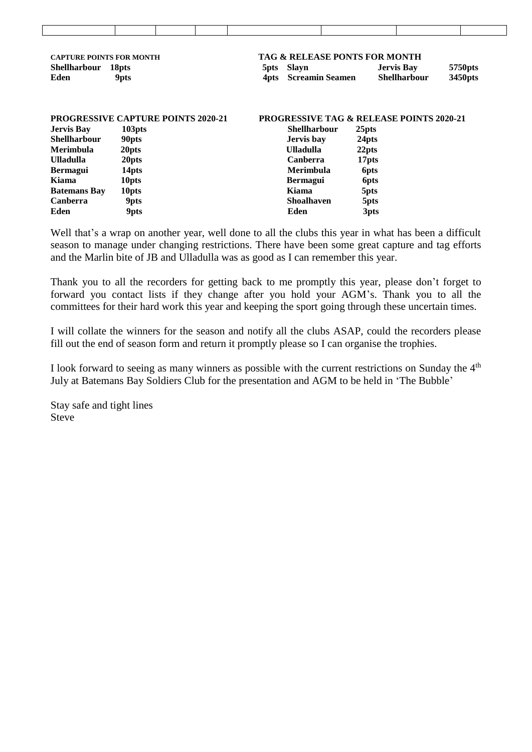| | | | | | | | |
|---|---|---|---|---|---|---|---|
| | | | | | | | |

**CAPTURE POINTS FOR MONTH**

| | |
|---|---|
| **Shellharbour** | **18pts** |
| **Eden** | **9pts** |

**TAG & RELEASE PONTS FOR MONTH**

| | | | |
|---|---|---|---|
| **5pts** | **Slayn** | **Jervis Bay** | **5750pts** |
| **4pts** | **Screamin Seamen** | **Shellharbour** | **3450pts** |

**PROGRESSIVE CAPTURE POINTS 2020-21**

| | |
|---|---|
| **Jervis Bay** | **103pts** |
| **Shellharbour** | **90pts** |
| **Merimbula** | **20pts** |
| **Ulladulla** | **20pts** |
| **Bermagui** | **14pts** |
| **Kiama** | **10pts** |
| **Batemans Bay** | **10pts** |
| **Canberra** | **9pts** |
| **Eden** | **9pts** |

**PROGRESSIVE TAG & RELEASE POINTS 2020-21**

| | |
|---|---|
| **Shellharbour** | **25pts** |
| **Jervis bay** | **24pts** |
| **Ulladulla** | **22pts** |
| **Canberra** | **17pts** |
| **Merimbula** | **6pts** |
| **Bermagui** | **6pts** |
| **Kiama** | **5pts** |
| **Shoalhaven** | **5pts** |
| **Eden** | **3pts** |

Well that's a wrap on another year, well done to all the clubs this year in what has been a difficult season to manage under changing restrictions. There have been some great capture and tag efforts and the Marlin bite of JB and Ulladulla was as good as I can remember this year.

Thank you to all the recorders for getting back to me promptly this year, please don't forget to forward you contact lists if they change after you hold your AGM's. Thank you to all the committees for their hard work this year and keeping the sport going through these uncertain times.

I will collate the winners for the season and notify all the clubs ASAP, could the recorders please fill out the end of season form and return it promptly please so I can organise the trophies.

I look forward to seeing as many winners as possible with the current restrictions on Sunday the 4th July at Batemans Bay Soldiers Club for the presentation and AGM to be held in 'The Bubble'

Stay safe and tight lines
Steve